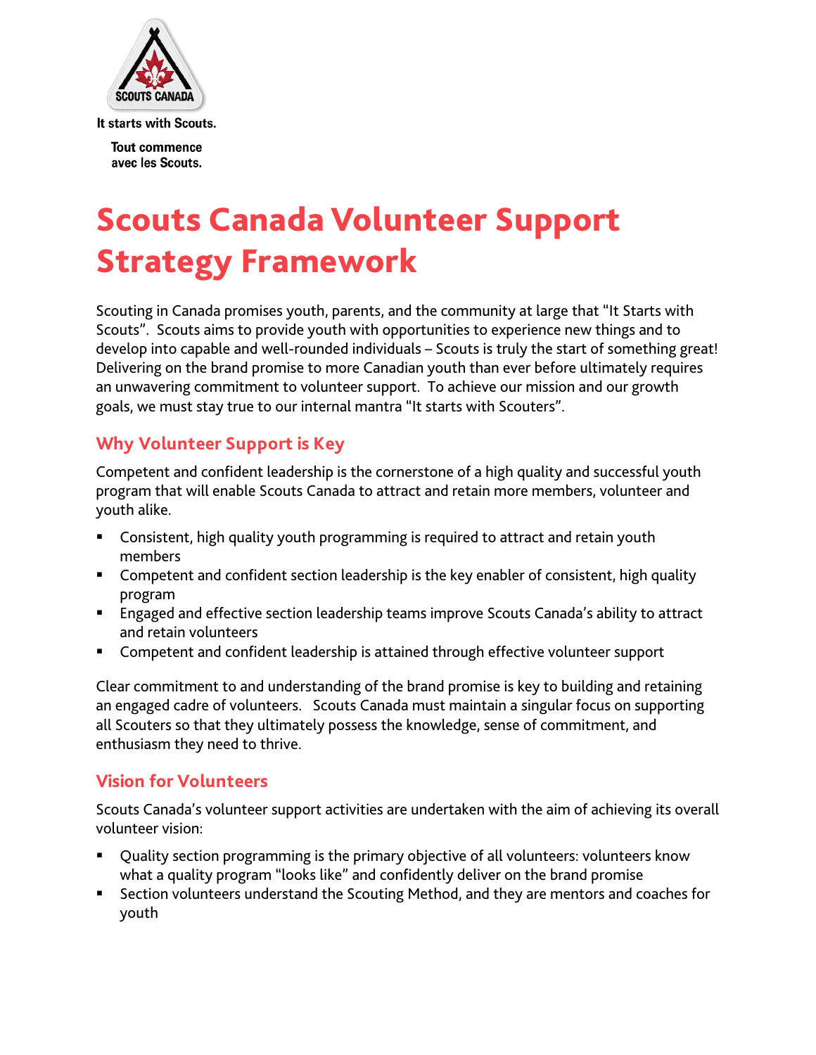It starts with Scouts.

Tout commence avec les Scouts.

# Scouts Canada Volunteer Support Strategy Framework

Scouting in Canada promises youth, parents, and the community at large that "It Starts with Scouts". Scouts aims to provide youth with opportunities to experience new things and to develop into capable and well-rounded individuals – Scouts is truly the start of something great! Delivering on the brand promise to more Canadian youth than ever before ultimately requires an unwavering commitment to volunteer support. To achieve our mission and our growth goals, we must stay true to our internal mantra "It starts with Scouters".

## Why Volunteer Support is Key

Competent and confident leadership is the cornerstone of a high quality and successful youth program that will enable Scouts Canada to attract and retain more members, volunteer and youth alike.

- Consistent, high quality youth programming is required to attract and retain youth members
- Competent and confident section leadership is the key enabler of consistent, high quality program
- Engaged and effective section leadership teams improve Scouts Canada's ability to attract and retain volunteers
- Competent and confident leadership is attained through effective volunteer support

Clear commitment to and understanding of the brand promise is key to building and retaining an engaged cadre of volunteers. Scouts Canada must maintain a singular focus on supporting all Scouters so that they ultimately possess the knowledge, sense of commitment, and enthusiasm they need to thrive.

## Vision for Volunteers

Scouts Canada's volunteer support activities are undertaken with the aim of achieving its overall volunteer vision:

- Quality section programming is the primary objective of all volunteers: volunteers know what a quality program "looks like" and confidently deliver on the brand promise
- Section volunteers understand the Scouting Method, and they are mentors and coaches for youth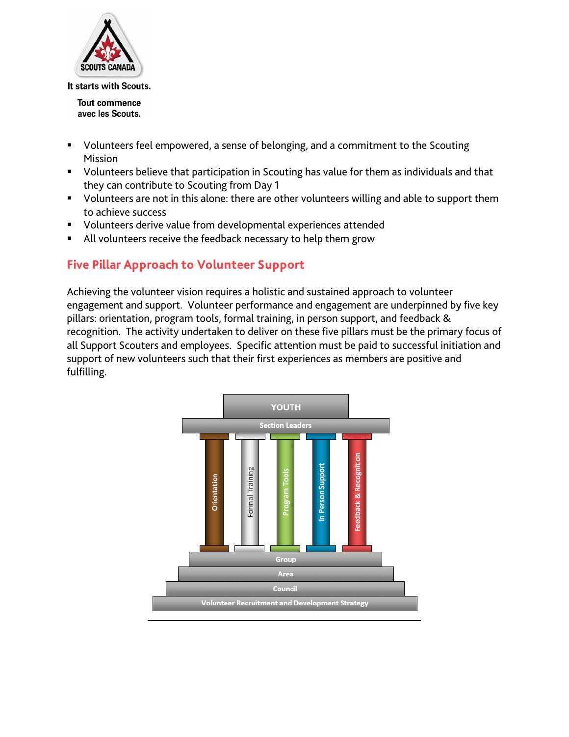- Volunteers feel empowered, a sense of belonging, and a commitment to the Scouting Mission
- Volunteers believe that participation in Scouting has value for them as individuals and that they can contribute to Scouting from Day 1
- Volunteers are not in this alone: there are other volunteers willing and able to support them to achieve success
- Volunteers derive value from developmental experiences attended
- All volunteers receive the feedback necessary to help them grow

## Five Pillar Approach to Volunteer Support

Achieving the volunteer vision requires a holistic and sustained approach to volunteer engagement and support. Volunteer performance and engagement are underpinned by five key pillars: orientation, program tools, formal training, in person support, and feedback & recognition. The activity undertaken to deliver on these five pillars must be the primary focus of all Support Scouters and employees. Specific attention must be paid to successful initiation and support of new volunteers such that their first experiences as members are positive and fulfilling.

YOUTH

Section Leaders

Orientation | Formal Training | Program Tools | In Person Support | Feedback & Recognition

Group

Area

Council

Volunteer Recruitment and Development Strategy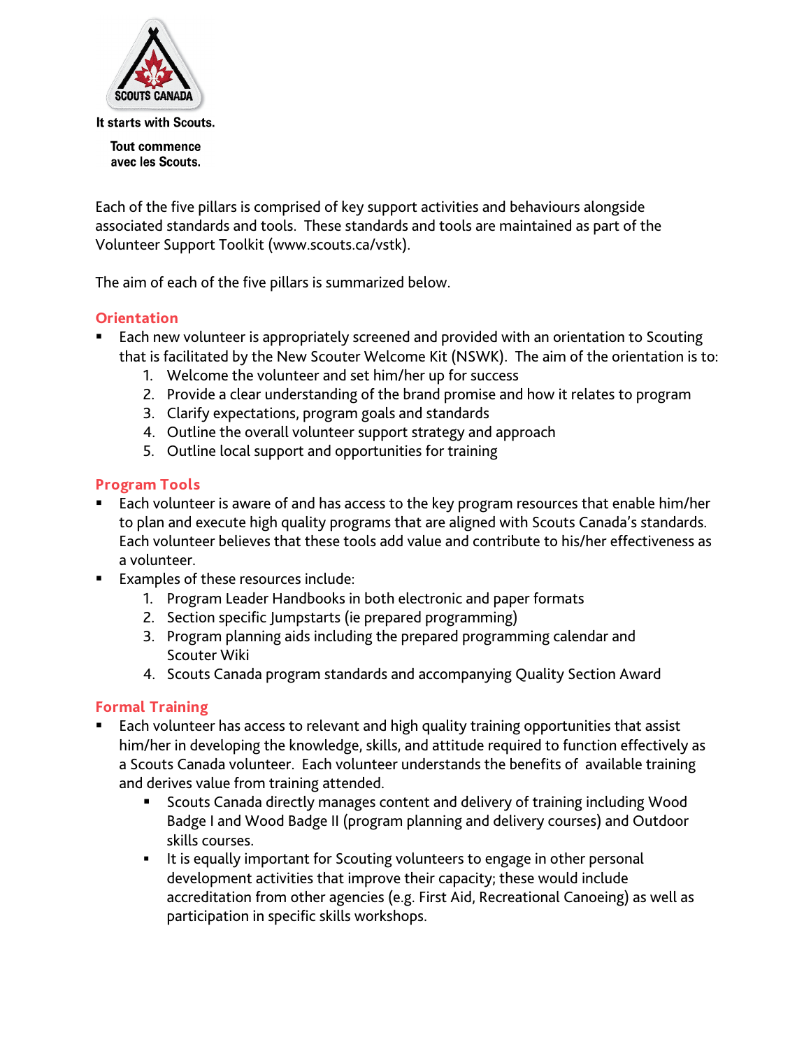It starts with Scouts.

Tout commence avec les Scouts.

Each of the five pillars is comprised of key support activities and behaviours alongside associated standards and tools. These standards and tools are maintained as part of the Volunteer Support Toolkit (www.scouts.ca/vstk).

The aim of each of the five pillars is summarized below.

## Orientation

- Each new volunteer is appropriately screened and provided with an orientation to Scouting that is facilitated by the New Scouter Welcome Kit (NSWK). The aim of the orientation is to:
  1. Welcome the volunteer and set him/her up for success
  2. Provide a clear understanding of the brand promise and how it relates to program
  3. Clarify expectations, program goals and standards
  4. Outline the overall volunteer support strategy and approach
  5. Outline local support and opportunities for training

## Program Tools

- Each volunteer is aware of and has access to the key program resources that enable him/her to plan and execute high quality programs that are aligned with Scouts Canada's standards. Each volunteer believes that these tools add value and contribute to his/her effectiveness as a volunteer.
- Examples of these resources include:
  1. Program Leader Handbooks in both electronic and paper formats
  2. Section specific Jumpstarts (ie prepared programming)
  3. Program planning aids including the prepared programming calendar and Scouter Wiki
  4. Scouts Canada program standards and accompanying Quality Section Award

## Formal Training

- Each volunteer has access to relevant and high quality training opportunities that assist him/her in developing the knowledge, skills, and attitude required to function effectively as a Scouts Canada volunteer. Each volunteer understands the benefits of available training and derives value from training attended.
  - Scouts Canada directly manages content and delivery of training including Wood Badge I and Wood Badge II (program planning and delivery courses) and Outdoor skills courses.
  - It is equally important for Scouting volunteers to engage in other personal development activities that improve their capacity; these would include accreditation from other agencies (e.g. First Aid, Recreational Canoeing) as well as participation in specific skills workshops.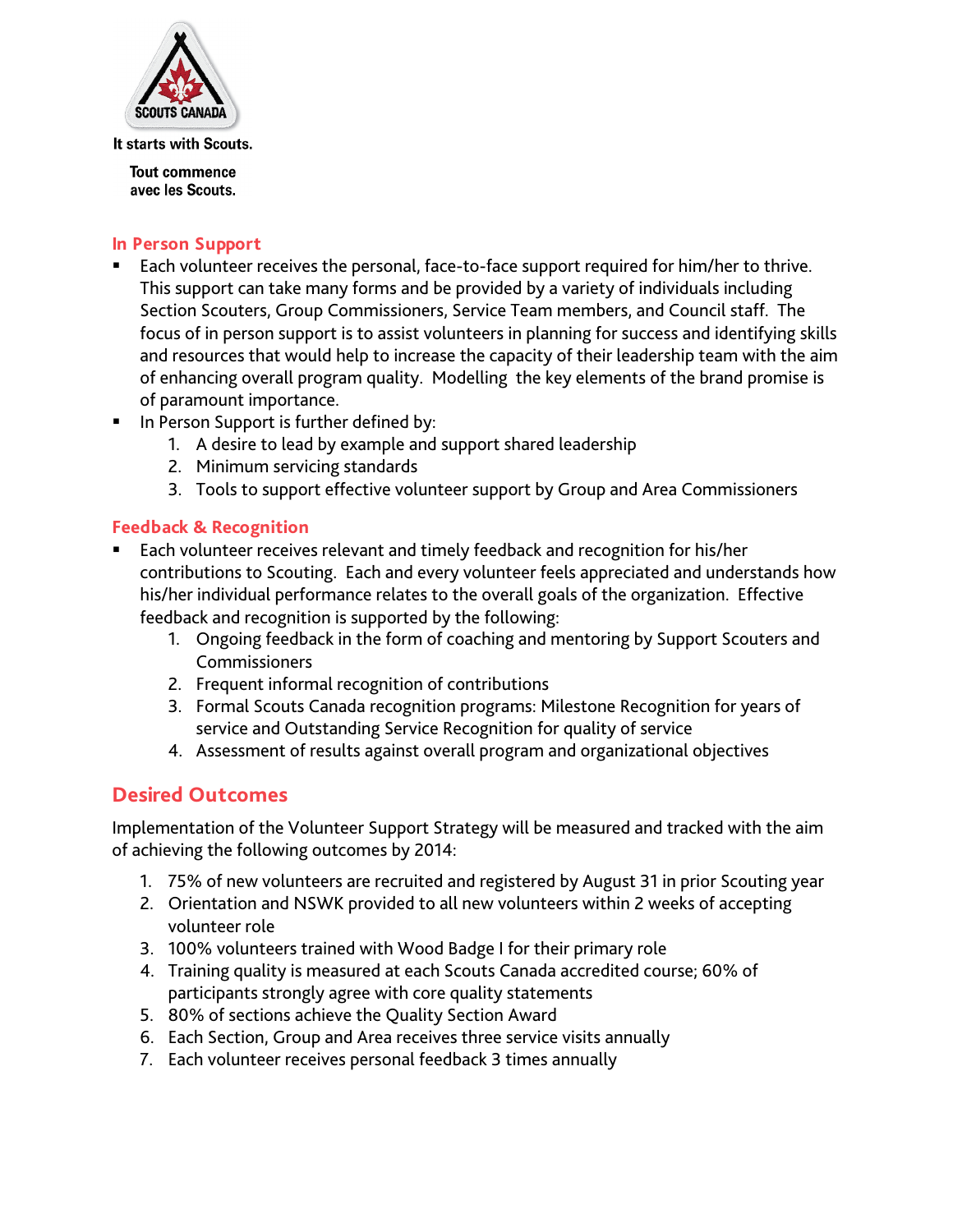It starts with Scouts.

Tout commence avec les Scouts.

### In Person Support

- Each volunteer receives the personal, face-to-face support required for him/her to thrive. This support can take many forms and be provided by a variety of individuals including Section Scouters, Group Commissioners, Service Team members, and Council staff. The focus of in person support is to assist volunteers in planning for success and identifying skills and resources that would help to increase the capacity of their leadership team with the aim of enhancing overall program quality. Modelling the key elements of the brand promise is of paramount importance.
- In Person Support is further defined by:
  1. A desire to lead by example and support shared leadership
  2. Minimum servicing standards
  3. Tools to support effective volunteer support by Group and Area Commissioners

### Feedback & Recognition

- Each volunteer receives relevant and timely feedback and recognition for his/her contributions to Scouting. Each and every volunteer feels appreciated and understands how his/her individual performance relates to the overall goals of the organization. Effective feedback and recognition is supported by the following:
  1. Ongoing feedback in the form of coaching and mentoring by Support Scouters and Commissioners
  2. Frequent informal recognition of contributions
  3. Formal Scouts Canada recognition programs: Milestone Recognition for years of service and Outstanding Service Recognition for quality of service
  4. Assessment of results against overall program and organizational objectives

## Desired Outcomes

Implementation of the Volunteer Support Strategy will be measured and tracked with the aim of achieving the following outcomes by 2014:

1. 75% of new volunteers are recruited and registered by August 31 in prior Scouting year
2. Orientation and NSWK provided to all new volunteers within 2 weeks of accepting volunteer role
3. 100% volunteers trained with Wood Badge I for their primary role
4. Training quality is measured at each Scouts Canada accredited course; 60% of participants strongly agree with core quality statements
5. 80% of sections achieve the Quality Section Award
6. Each Section, Group and Area receives three service visits annually
7. Each volunteer receives personal feedback 3 times annually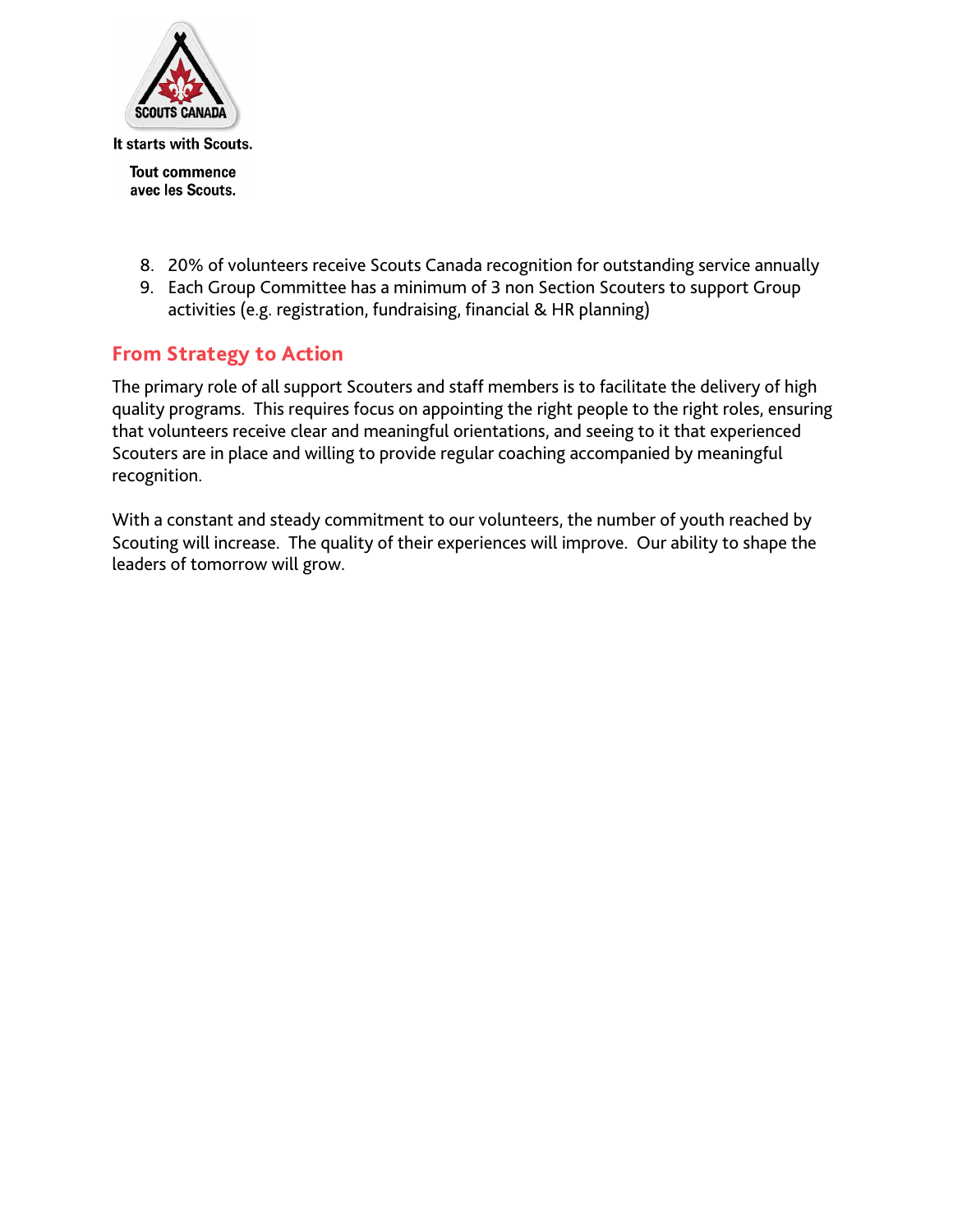8. 20% of volunteers receive Scouts Canada recognition for outstanding service annually
9. Each Group Committee has a minimum of 3 non Section Scouters to support Group activities (e.g. registration, fundraising, financial & HR planning)

## From Strategy to Action

The primary role of all support Scouters and staff members is to facilitate the delivery of high quality programs. This requires focus on appointing the right people to the right roles, ensuring that volunteers receive clear and meaningful orientations, and seeing to it that experienced Scouters are in place and willing to provide regular coaching accompanied by meaningful recognition.

With a constant and steady commitment to our volunteers, the number of youth reached by Scouting will increase. The quality of their experiences will improve. Our ability to shape the leaders of tomorrow will grow.